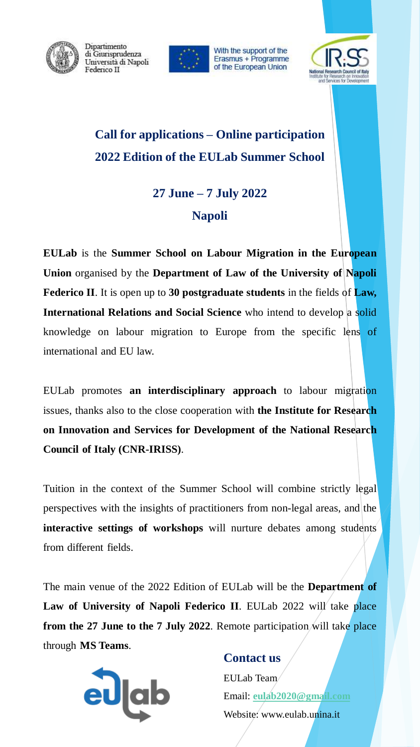Dipartimento di Giurisprudenza Università di Napoli Federico II

With the support of the Erasmus + Programme of the European Union

National Research Council of Italy Institute for Research on Innovation and Services for Development

## Call for applications – Online participation
## 2022 Edition of the EULab Summer School

### 27 June – 7 July 2022
### Napoli

**EULab** is the **Summer School on Labour Migration in the European Union** organised by the **Department of Law of the University of Napoli Federico II**. It is open up to **30 postgraduate students** in the fields of **Law, International Relations and Social Science** who intend to develop a solid knowledge on labour migration to Europe from the specific lens of international and EU law.

EULab promotes **an interdisciplinary approach** to labour migration issues, thanks also to the close cooperation with **the Institute for Research on Innovation and Services for Development of the National Research Council of Italy (CNR-IRISS)**.

Tuition in the context of the Summer School will combine strictly legal perspectives with the insights of practitioners from non-legal areas, and the **interactive settings of workshops** will nurture debates among students from different fields.

The main venue of the 2022 Edition of EULab will be the **Department of Law of University of Napoli Federico II**. EULab 2022 will take place **from the 27 June to the 7 July 2022**. Remote participation will take place through **MS Teams**.

### Contact us

EULab Team

Email: **eulab2020@gmail.com**

Website: www.eulab.unina.it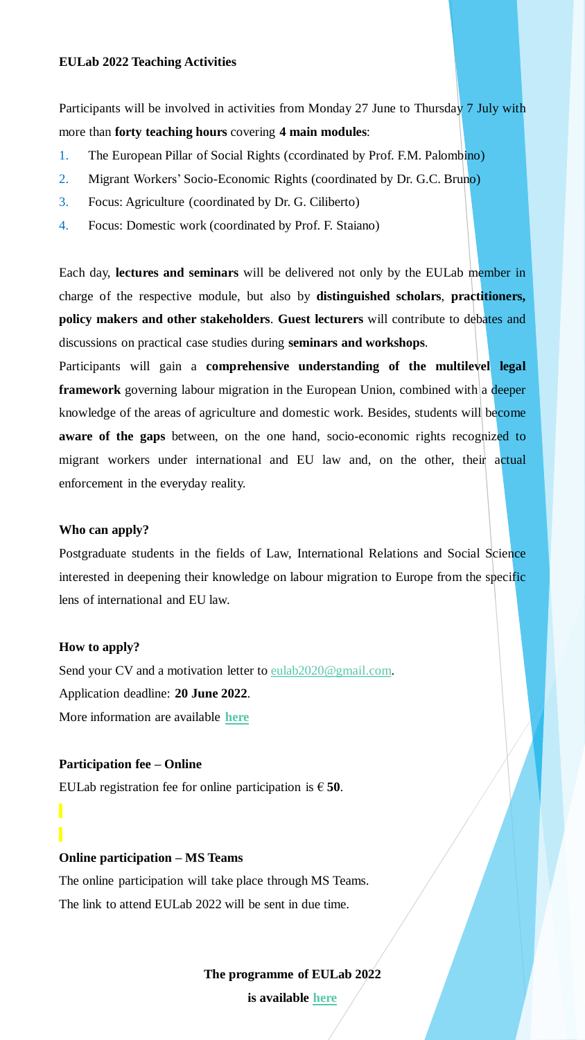**EULab 2022 Teaching Activities**

Participants will be involved in activities from Monday 27 June to Thursday 7 July with more than **forty teaching hours** covering **4 main modules**:

1. The European Pillar of Social Rights (ccordinated by Prof. F.M. Palombino)
2. Migrant Workers' Socio-Economic Rights (coordinated by Dr. G.C. Bruno)
3. Focus: Agriculture (coordinated by Dr. G. Ciliberto)
4. Focus: Domestic work (coordinated by Prof. F. Staiano)

Each day, **lectures and seminars** will be delivered not only by the EULab member in charge of the respective module, but also by **distinguished scholars**, **practitioners, policy makers and other stakeholders**. **Guest lecturers** will contribute to debates and discussions on practical case studies during **seminars and workshops**.

Participants will gain a **comprehensive understanding of the multilevel legal framework** governing labour migration in the European Union, combined with a deeper knowledge of the areas of agriculture and domestic work. Besides, students will become **aware of the gaps** between, on the one hand, socio-economic rights recognized to migrant workers under international and EU law and, on the other, their actual enforcement in the everyday reality.

**Who can apply?**

Postgraduate students in the fields of Law, International Relations and Social Science interested in deepening their knowledge on labour migration to Europe from the specific lens of international and EU law.

**How to apply?**

Send your CV and a motivation letter to eulab2020@gmail.com.
Application deadline: **20 June 2022**.
More information are available **here**

**Participation fee – Online**

EULab registration fee for online participation is € **50**.

**Online participation – MS Teams**

The online participation will take place through MS Teams.
The link to attend EULab 2022 will be sent in due time.

**The programme of EULab 2022**
**is available here**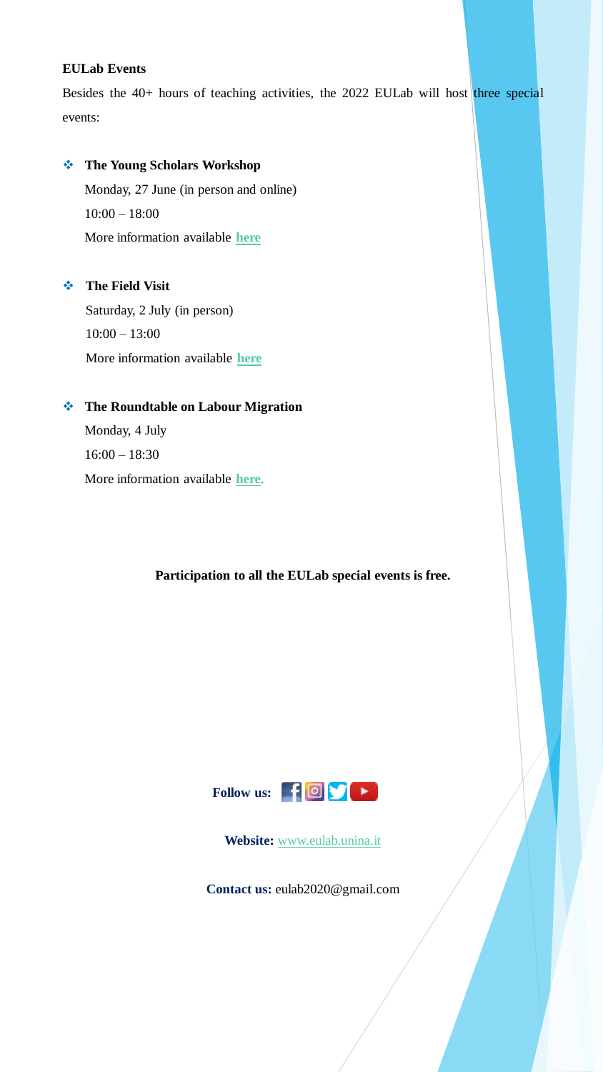**EULab Events**

Besides the 40+ hours of teaching activities, the 2022 EULab will host three special events:

- **The Young Scholars Workshop**
  Monday, 27 June (in person and online)
  10:00 – 18:00
  More information available **here**

- **The Field Visit**
  Saturday, 2 July (in person)
  10:00 – 13:00
  More information available **here**

- **The Roundtable on Labour Migration**
  Monday, 4 July
  16:00 – 18:30
  More information available **here**.

**Participation to all the EULab special events is free.**

**Follow us:**

**Website:** www.eulab.unina.it

**Contact us:** eulab2020@gmail.com